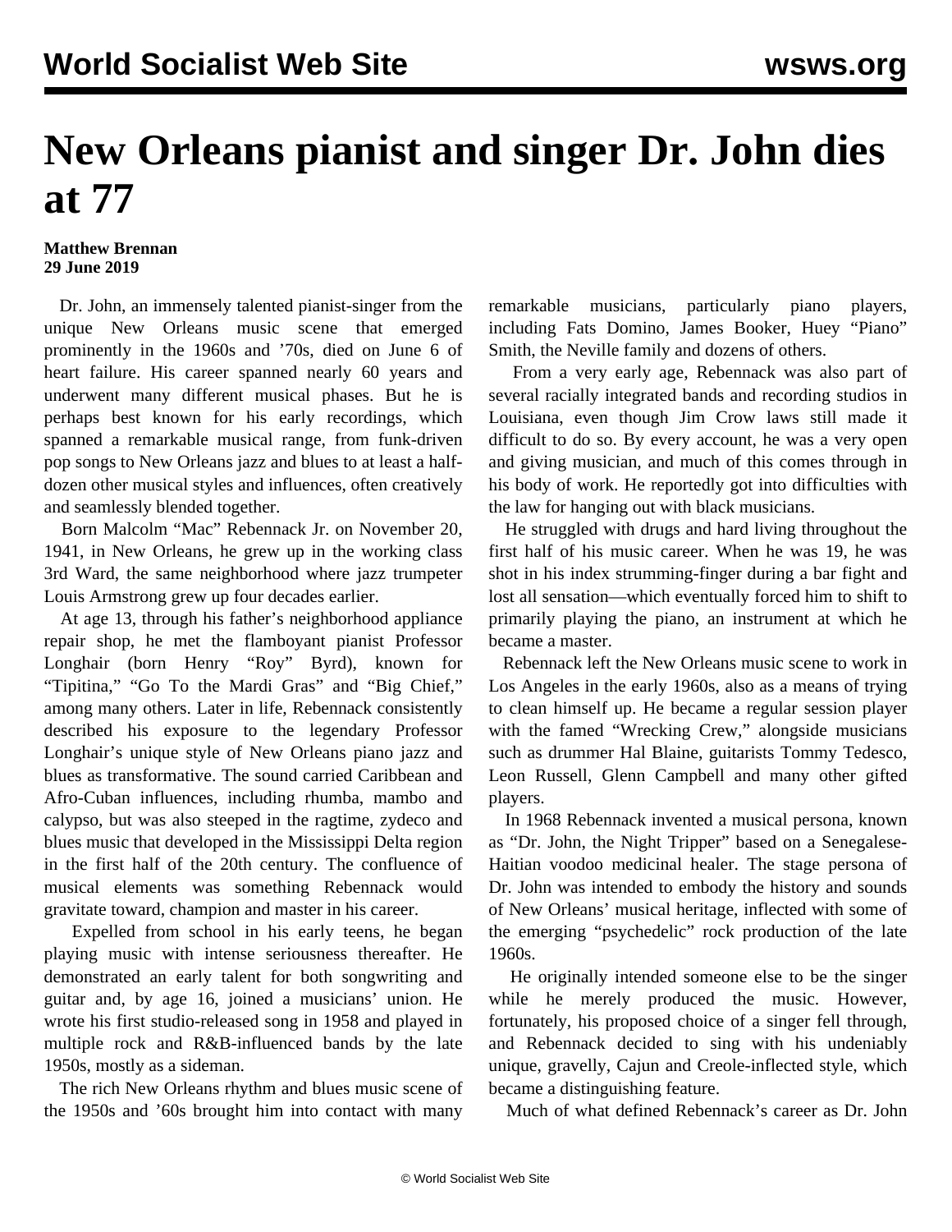# New Orleans pianist and singer Dr. John dies at 77

**Matthew Brennan**
**29 June 2019**

Dr. John, an immensely talented pianist-singer from the unique New Orleans music scene that emerged prominently in the 1960s and '70s, died on June 6 of heart failure. His career spanned nearly 60 years and underwent many different musical phases. But he is perhaps best known for his early recordings, which spanned a remarkable musical range, from funk-driven pop songs to New Orleans jazz and blues to at least a half-dozen other musical styles and influences, often creatively and seamlessly blended together.

Born Malcolm "Mac" Rebennack Jr. on November 20, 1941, in New Orleans, he grew up in the working class 3rd Ward, the same neighborhood where jazz trumpeter Louis Armstrong grew up four decades earlier.

At age 13, through his father's neighborhood appliance repair shop, he met the flamboyant pianist Professor Longhair (born Henry "Roy" Byrd), known for "Tipitina," "Go To the Mardi Gras" and "Big Chief," among many others. Later in life, Rebennack consistently described his exposure to the legendary Professor Longhair's unique style of New Orleans piano jazz and blues as transformative. The sound carried Caribbean and Afro-Cuban influences, including rhumba, mambo and calypso, but was also steeped in the ragtime, zydeco and blues music that developed in the Mississippi Delta region in the first half of the 20th century. The confluence of musical elements was something Rebennack would gravitate toward, champion and master in his career.

Expelled from school in his early teens, he began playing music with intense seriousness thereafter. He demonstrated an early talent for both songwriting and guitar and, by age 16, joined a musicians' union. He wrote his first studio-released song in 1958 and played in multiple rock and R&B-influenced bands by the late 1950s, mostly as a sideman.

The rich New Orleans rhythm and blues music scene of the 1950s and '60s brought him into contact with many remarkable musicians, particularly piano players, including Fats Domino, James Booker, Huey "Piano" Smith, the Neville family and dozens of others.

From a very early age, Rebennack was also part of several racially integrated bands and recording studios in Louisiana, even though Jim Crow laws still made it difficult to do so. By every account, he was a very open and giving musician, and much of this comes through in his body of work. He reportedly got into difficulties with the law for hanging out with black musicians.

He struggled with drugs and hard living throughout the first half of his music career. When he was 19, he was shot in his index strumming-finger during a bar fight and lost all sensation—which eventually forced him to shift to primarily playing the piano, an instrument at which he became a master.

Rebennack left the New Orleans music scene to work in Los Angeles in the early 1960s, also as a means of trying to clean himself up. He became a regular session player with the famed "Wrecking Crew," alongside musicians such as drummer Hal Blaine, guitarists Tommy Tedesco, Leon Russell, Glenn Campbell and many other gifted players.

In 1968 Rebennack invented a musical persona, known as "Dr. John, the Night Tripper" based on a Senegalese-Haitian voodoo medicinal healer. The stage persona of Dr. John was intended to embody the history and sounds of New Orleans' musical heritage, inflected with some of the emerging "psychedelic" rock production of the late 1960s.

He originally intended someone else to be the singer while he merely produced the music. However, fortunately, his proposed choice of a singer fell through, and Rebennack decided to sing with his undeniably unique, gravelly, Cajun and Creole-inflected style, which became a distinguishing feature.

Much of what defined Rebennack's career as Dr. John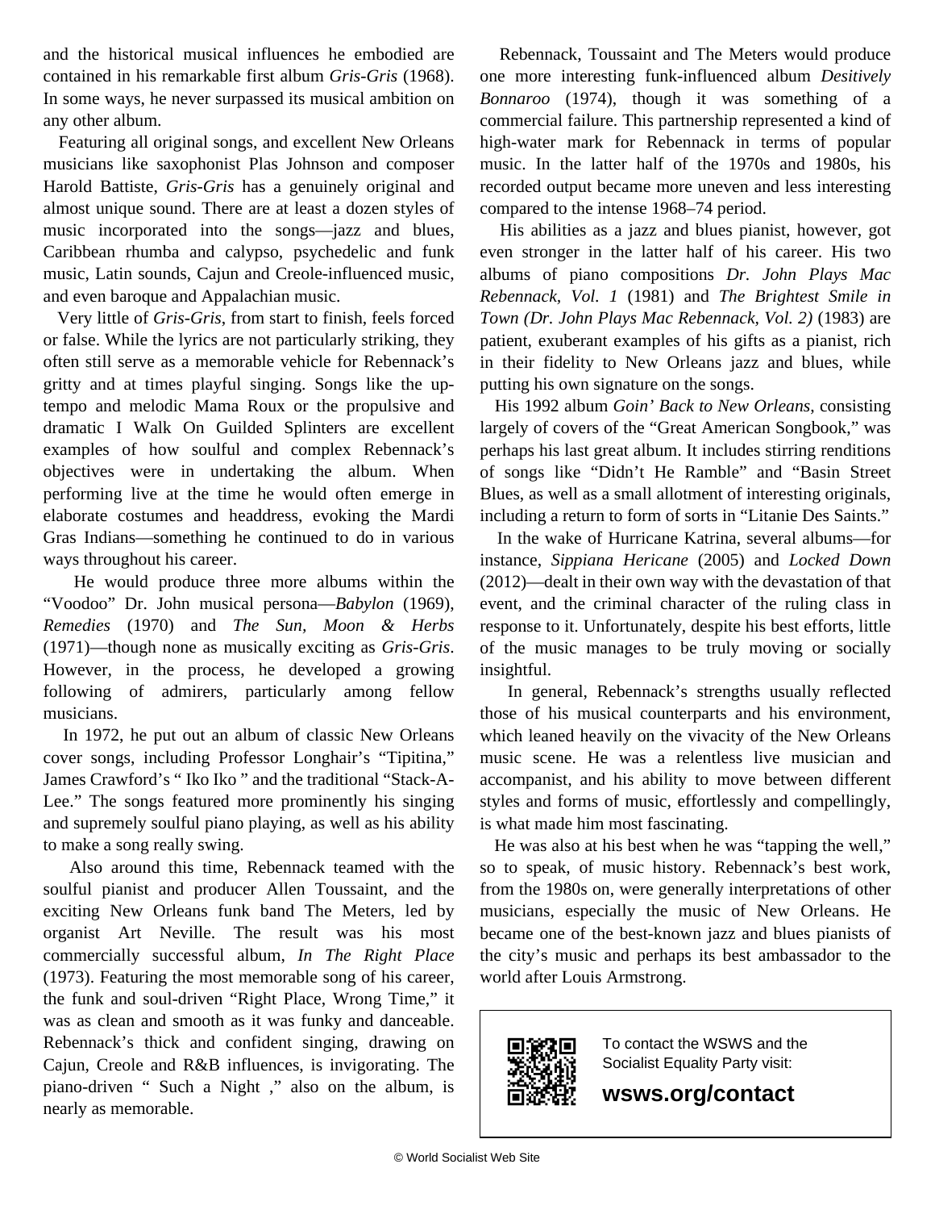and the historical musical influences he embodied are contained in his remarkable first album *Gris-Gris* (1968). In some ways, he never surpassed its musical ambition on any other album.

Featuring all original songs, and excellent New Orleans musicians like saxophonist Plas Johnson and composer Harold Battiste, *Gris-Gris* has a genuinely original and almost unique sound. There are at least a dozen styles of music incorporated into the songs—jazz and blues, Caribbean rhumba and calypso, psychedelic and funk music, Latin sounds, Cajun and Creole-influenced music, and even baroque and Appalachian music.

Very little of *Gris-Gris*, from start to finish, feels forced or false. While the lyrics are not particularly striking, they often still serve as a memorable vehicle for Rebennack's gritty and at times playful singing. Songs like the up-tempo and melodic Mama Roux or the propulsive and dramatic I Walk On Guilded Splinters are excellent examples of how soulful and complex Rebennack's objectives were in undertaking the album. When performing live at the time he would often emerge in elaborate costumes and headdress, evoking the Mardi Gras Indians—something he continued to do in various ways throughout his career.

He would produce three more albums within the "Voodoo" Dr. John musical persona—*Babylon* (1969), *Remedies* (1970) and *The Sun, Moon & Herbs* (1971)—though none as musically exciting as *Gris-Gris*. However, in the process, he developed a growing following of admirers, particularly among fellow musicians.

In 1972, he put out an album of classic New Orleans cover songs, including Professor Longhair's "Tipitina," James Crawford's " Iko Iko " and the traditional "Stack-A-Lee." The songs featured more prominently his singing and supremely soulful piano playing, as well as his ability to make a song really swing.

Also around this time, Rebennack teamed with the soulful pianist and producer Allen Toussaint, and the exciting New Orleans funk band The Meters, led by organist Art Neville. The result was his most commercially successful album, *In The Right Place* (1973). Featuring the most memorable song of his career, the funk and soul-driven "Right Place, Wrong Time," it was as clean and smooth as it was funky and danceable. Rebennack's thick and confident singing, drawing on Cajun, Creole and R&B influences, is invigorating. The piano-driven " Such a Night ," also on the album, is nearly as memorable.

Rebennack, Toussaint and The Meters would produce one more interesting funk-influenced album *Desitively Bonnaroo* (1974), though it was something of a commercial failure. This partnership represented a kind of high-water mark for Rebennack in terms of popular music. In the latter half of the 1970s and 1980s, his recorded output became more uneven and less interesting compared to the intense 1968–74 period.

His abilities as a jazz and blues pianist, however, got even stronger in the latter half of his career. His two albums of piano compositions *Dr. John Plays Mac Rebennack, Vol. 1* (1981) and *The Brightest Smile in Town (Dr. John Plays Mac Rebennack, Vol. 2)* (1983) are patient, exuberant examples of his gifts as a pianist, rich in their fidelity to New Orleans jazz and blues, while putting his own signature on the songs.

His 1992 album *Goin' Back to New Orleans*, consisting largely of covers of the "Great American Songbook," was perhaps his last great album. It includes stirring renditions of songs like "Didn't He Ramble" and "Basin Street Blues, as well as a small allotment of interesting originals, including a return to form of sorts in "Litanie Des Saints."

In the wake of Hurricane Katrina, several albums—for instance, *Sippiana Hericane* (2005) and *Locked Down* (2012)—dealt in their own way with the devastation of that event, and the criminal character of the ruling class in response to it. Unfortunately, despite his best efforts, little of the music manages to be truly moving or socially insightful.

In general, Rebennack's strengths usually reflected those of his musical counterparts and his environment, which leaned heavily on the vivacity of the New Orleans music scene. He was a relentless live musician and accompanist, and his ability to move between different styles and forms of music, effortlessly and compellingly, is what made him most fascinating.

He was also at his best when he was "tapping the well," so to speak, of music history. Rebennack's best work, from the 1980s on, were generally interpretations of other musicians, especially the music of New Orleans. He became one of the best-known jazz and blues pianists of the city's music and perhaps its best ambassador to the world after Louis Armstrong.

To contact the WSWS and the Socialist Equality Party visit:

**wsws.org/contact**